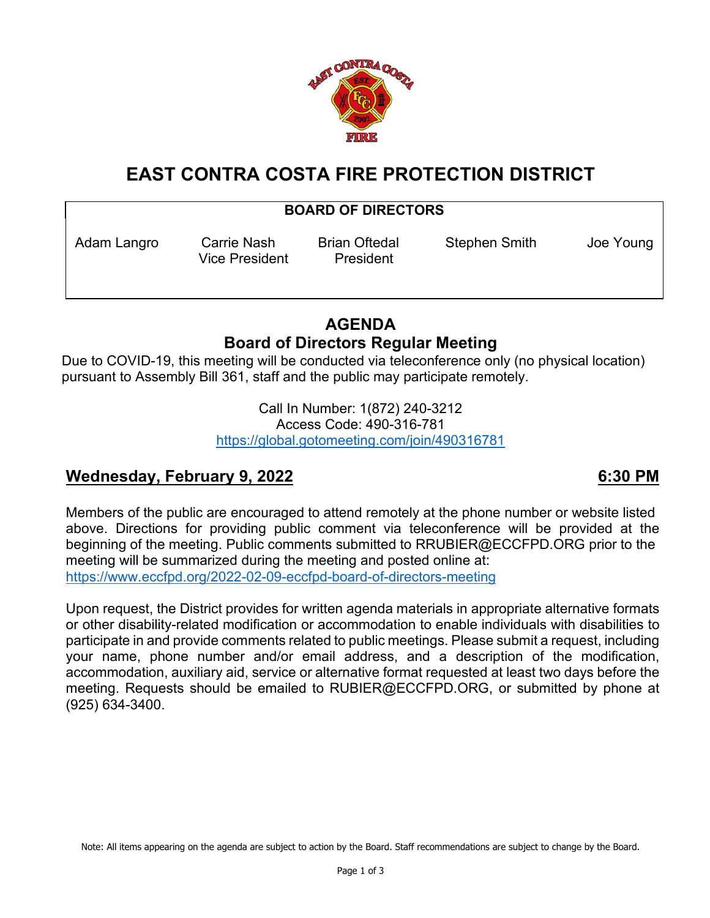# EAST CONTRA COSTA FIRE PROTECTION DISTRICT

| BOARD OF DIRECTORS | | | | |
|---|---|---|---|---|
| Adam Langro | Carrie Nash<br>Vice President | Brian Oftedal<br>President | Stephen Smith | Joe Young |

## AGENDA
## Board of Directors Regular Meeting

Due to COVID-19, this meeting will be conducted via teleconference only (no physical location) pursuant to Assembly Bill 361, staff and the public may participate remotely.

Call In Number: 1(872) 240-3212
Access Code: 490-316-781
https://global.gotomeeting.com/join/490316781

**Wednesday, February 9, 2022** **6:30 PM**

Members of the public are encouraged to attend remotely at the phone number or website listed above. Directions for providing public comment via teleconference will be provided at the beginning of the meeting. Public comments submitted to RRUBIER@ECCFPD.ORG prior to the meeting will be summarized during the meeting and posted online at: https://www.eccfpd.org/2022-02-09-eccfpd-board-of-directors-meeting

Upon request, the District provides for written agenda materials in appropriate alternative formats or other disability-related modification or accommodation to enable individuals with disabilities to participate in and provide comments related to public meetings. Please submit a request, including your name, phone number and/or email address, and a description of the modification, accommodation, auxiliary aid, service or alternative format requested at least two days before the meeting. Requests should be emailed to RUBIER@ECCFPD.ORG, or submitted by phone at (925) 634-3400.

Note: All items appearing on the agenda are subject to action by the Board. Staff recommendations are subject to change by the Board.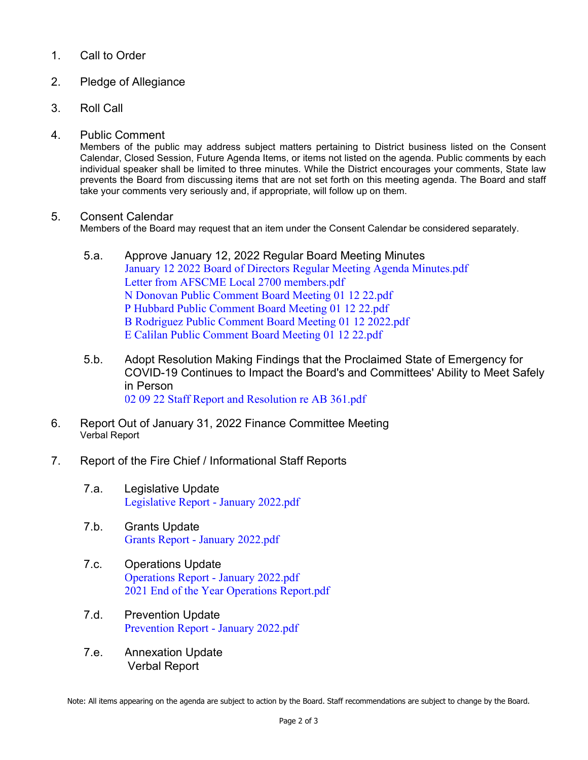1. Call to Order

2. Pledge of Allegiance

3. Roll Call

4. Public Comment

   Members of the public may address subject matters pertaining to District business listed on the Consent Calendar, Closed Session, Future Agenda Items, or items not listed on the agenda. Public comments by each individual speaker shall be limited to three minutes. While the District encourages your comments, State law prevents the Board from discussing items that are not set forth on this meeting agenda. The Board and staff take your comments very seriously and, if appropriate, will follow up on them.

5. Consent Calendar

   Members of the Board may request that an item under the Consent Calendar be considered separately.

   5.a. Approve January 12, 2022 Regular Board Meeting Minutes
   January 12 2022 Board of Directors Regular Meeting Agenda Minutes.pdf
   Letter from AFSCME Local 2700 members.pdf
   N Donovan Public Comment Board Meeting 01 12 22.pdf
   P Hubbard Public Comment Board Meeting 01 12 22.pdf
   B Rodriguez Public Comment Board Meeting 01 12 2022.pdf
   E Calilan Public Comment Board Meeting 01 12 22.pdf

   5.b. Adopt Resolution Making Findings that the Proclaimed State of Emergency for COVID-19 Continues to Impact the Board's and Committees' Ability to Meet Safely in Person
   02 09 22 Staff Report and Resolution re AB 361.pdf

6. Report Out of January 31, 2022 Finance Committee Meeting

   Verbal Report

7. Report of the Fire Chief / Informational Staff Reports

   7.a. Legislative Update
   Legislative Report - January 2022.pdf

   7.b. Grants Update
   Grants Report - January 2022.pdf

   7.c. Operations Update
   Operations Report - January 2022.pdf
   2021 End of the Year Operations Report.pdf

   7.d. Prevention Update
   Prevention Report - January 2022.pdf

   7.e. Annexation Update
   Verbal Report

Note: All items appearing on the agenda are subject to action by the Board. Staff recommendations are subject to change by the Board.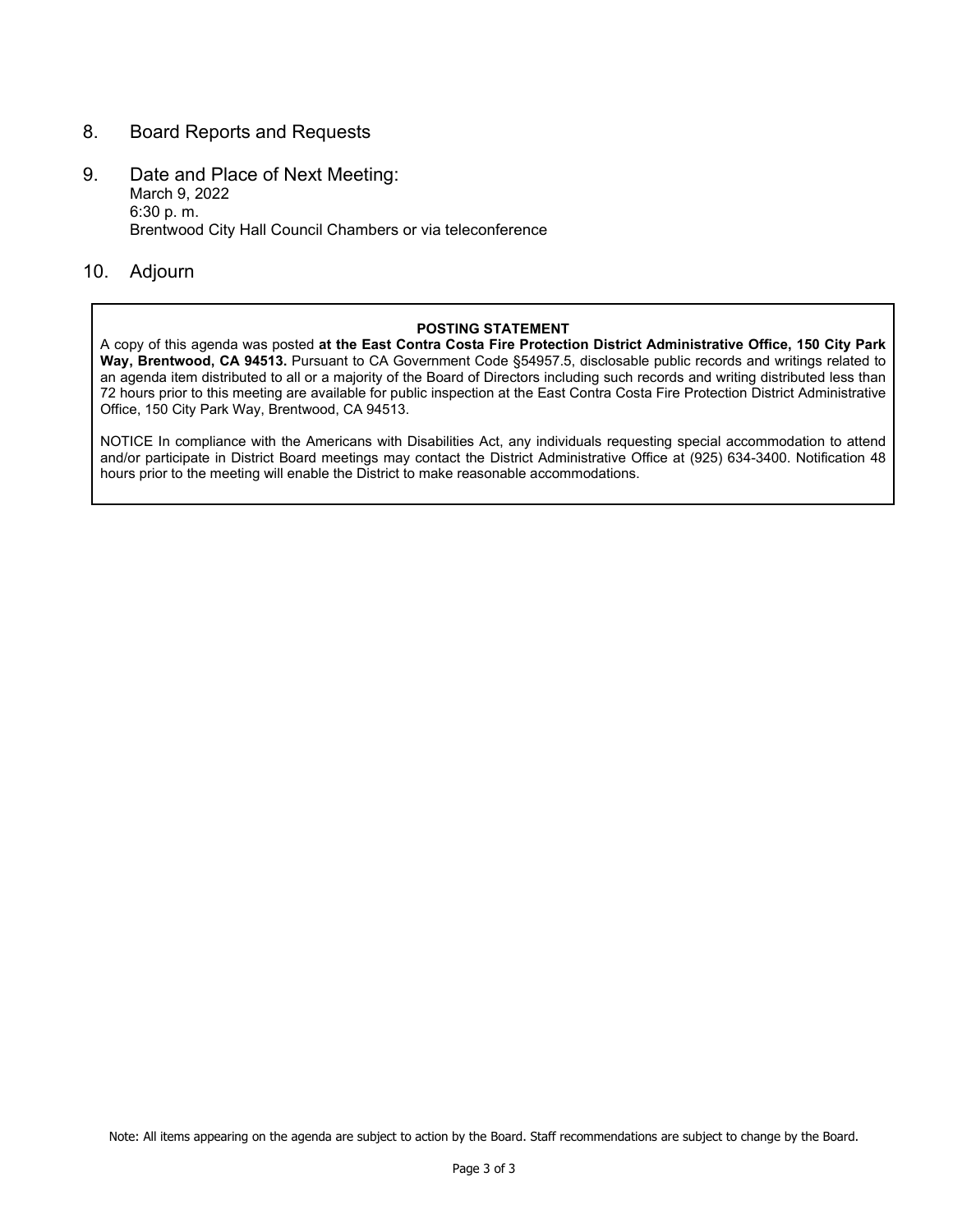8. Board Reports and Requests

9. Date and Place of Next Meeting:
   March 9, 2022
   6:30 p. m.
   Brentwood City Hall Council Chambers or via teleconference

10. Adjourn

**POSTING STATEMENT**

A copy of this agenda was posted **at the East Contra Costa Fire Protection District Administrative Office, 150 City Park Way, Brentwood, CA 94513.** Pursuant to CA Government Code §54957.5, disclosable public records and writings related to an agenda item distributed to all or a majority of the Board of Directors including such records and writing distributed less than 72 hours prior to this meeting are available for public inspection at the East Contra Costa Fire Protection District Administrative Office, 150 City Park Way, Brentwood, CA 94513.

NOTICE In compliance with the Americans with Disabilities Act, any individuals requesting special accommodation to attend and/or participate in District Board meetings may contact the District Administrative Office at (925) 634-3400. Notification 48 hours prior to the meeting will enable the District to make reasonable accommodations.

Note: All items appearing on the agenda are subject to action by the Board. Staff recommendations are subject to change by the Board.